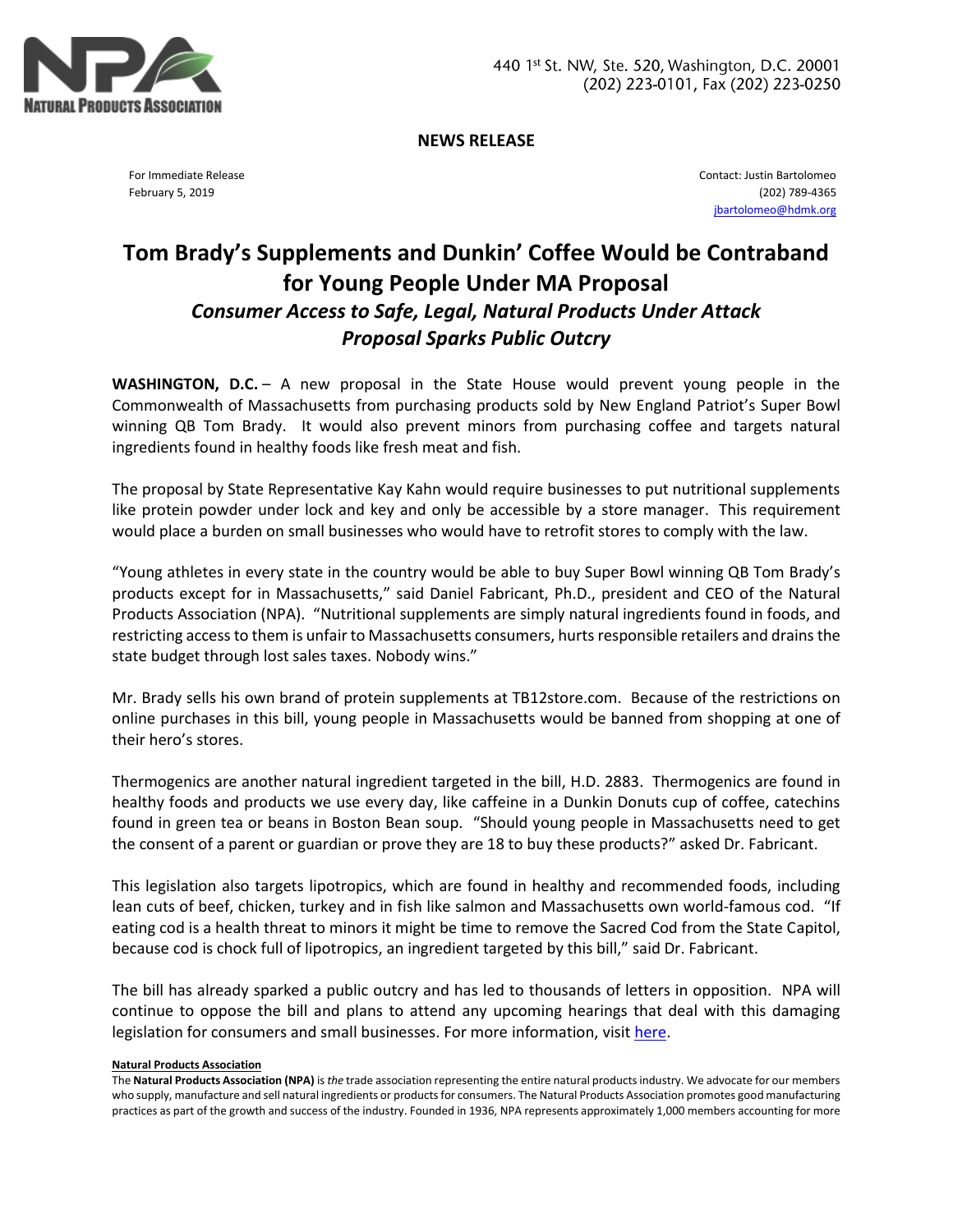NATURAL PRODUCTS ASSOCIATION

440 1st St. NW, Ste. 520, Washington, D.C. 20001
(202) 223-0101, Fax (202) 223-0250

**NEWS RELEASE**

For Immediate Release
February 5, 2019

Contact: Justin Bartolomeo
(202) 789-4365
jbartolomeo@hdmk.org

# Tom Brady's Supplements and Dunkin' Coffee Would be Contraband for Young People Under MA Proposal

## *Consumer Access to Safe, Legal, Natural Products Under Attack*
## *Proposal Sparks Public Outcry*

**WASHINGTON, D.C.** – A new proposal in the State House would prevent young people in the Commonwealth of Massachusetts from purchasing products sold by New England Patriot's Super Bowl winning QB Tom Brady. It would also prevent minors from purchasing coffee and targets natural ingredients found in healthy foods like fresh meat and fish.

The proposal by State Representative Kay Kahn would require businesses to put nutritional supplements like protein powder under lock and key and only be accessible by a store manager. This requirement would place a burden on small businesses who would have to retrofit stores to comply with the law.

"Young athletes in every state in the country would be able to buy Super Bowl winning QB Tom Brady's products except for in Massachusetts," said Daniel Fabricant, Ph.D., president and CEO of the Natural Products Association (NPA). "Nutritional supplements are simply natural ingredients found in foods, and restricting access to them is unfair to Massachusetts consumers, hurts responsible retailers and drains the state budget through lost sales taxes. Nobody wins."

Mr. Brady sells his own brand of protein supplements at TB12store.com. Because of the restrictions on online purchases in this bill, young people in Massachusetts would be banned from shopping at one of their hero's stores.

Thermogenics are another natural ingredient targeted in the bill, H.D. 2883. Thermogenics are found in healthy foods and products we use every day, like caffeine in a Dunkin Donuts cup of coffee, catechins found in green tea or beans in Boston Bean soup. "Should young people in Massachusetts need to get the consent of a parent or guardian or prove they are 18 to buy these products?" asked Dr. Fabricant.

This legislation also targets lipotropics, which are found in healthy and recommended foods, including lean cuts of beef, chicken, turkey and in fish like salmon and Massachusetts own world-famous cod. "If eating cod is a health threat to minors it might be time to remove the Sacred Cod from the State Capitol, because cod is chock full of lipotropics, an ingredient targeted by this bill," said Dr. Fabricant.

The bill has already sparked a public outcry and has led to thousands of letters in opposition. NPA will continue to oppose the bill and plans to attend any upcoming hearings that deal with this damaging legislation for consumers and small businesses. For more information, visit here.

**Natural Products Association**

The **Natural Products Association (NPA)** is *the* trade association representing the entire natural products industry. We advocate for our members who supply, manufacture and sell natural ingredients or products for consumers. The Natural Products Association promotes good manufacturing practices as part of the growth and success of the industry. Founded in 1936, NPA represents approximately 1,000 members accounting for more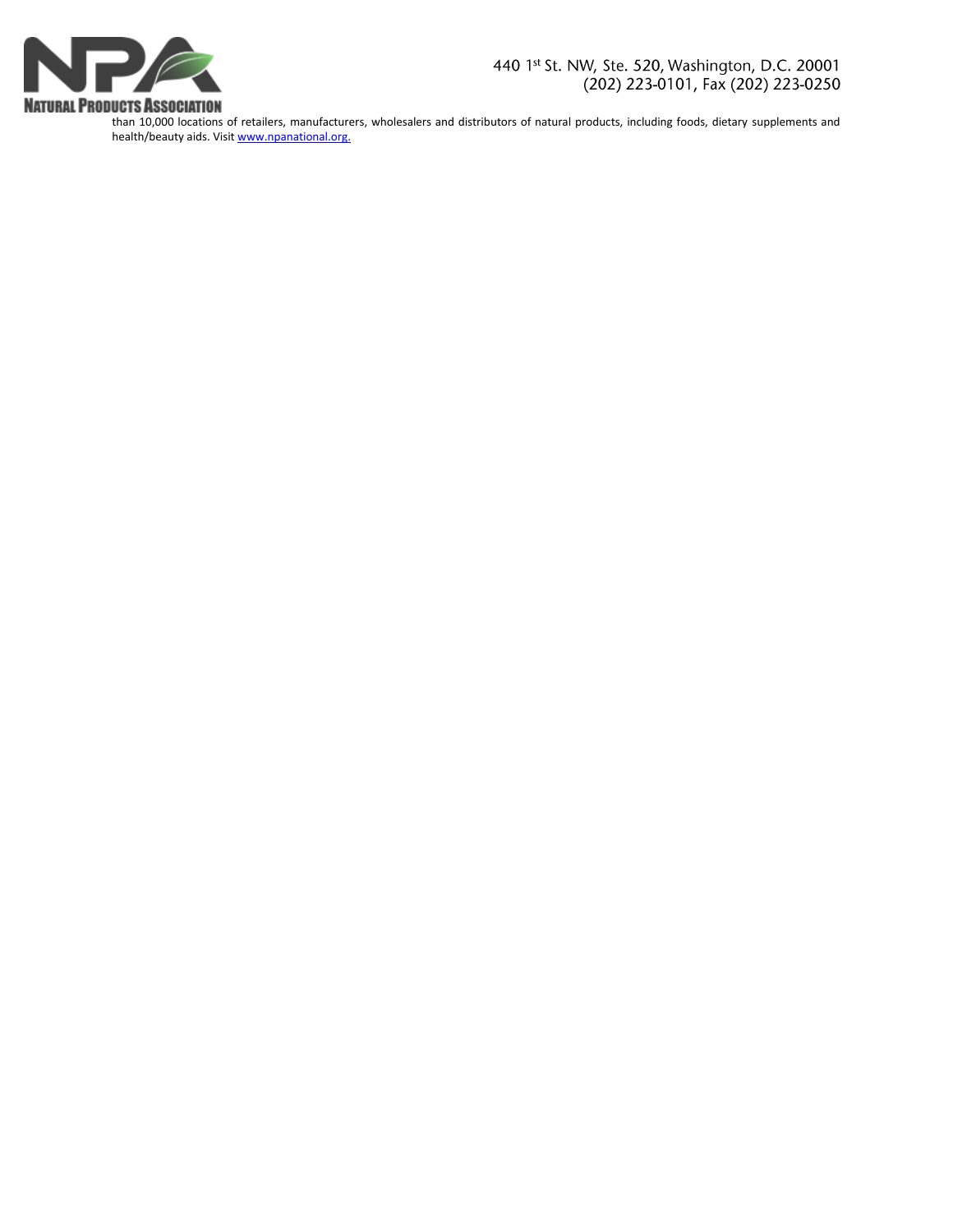than 10,000 locations of retailers, manufacturers, wholesalers and distributors of natural products, including foods, dietary supplements and health/beauty aids. Visit [www.npanational.org.](http://www.npanational.org)